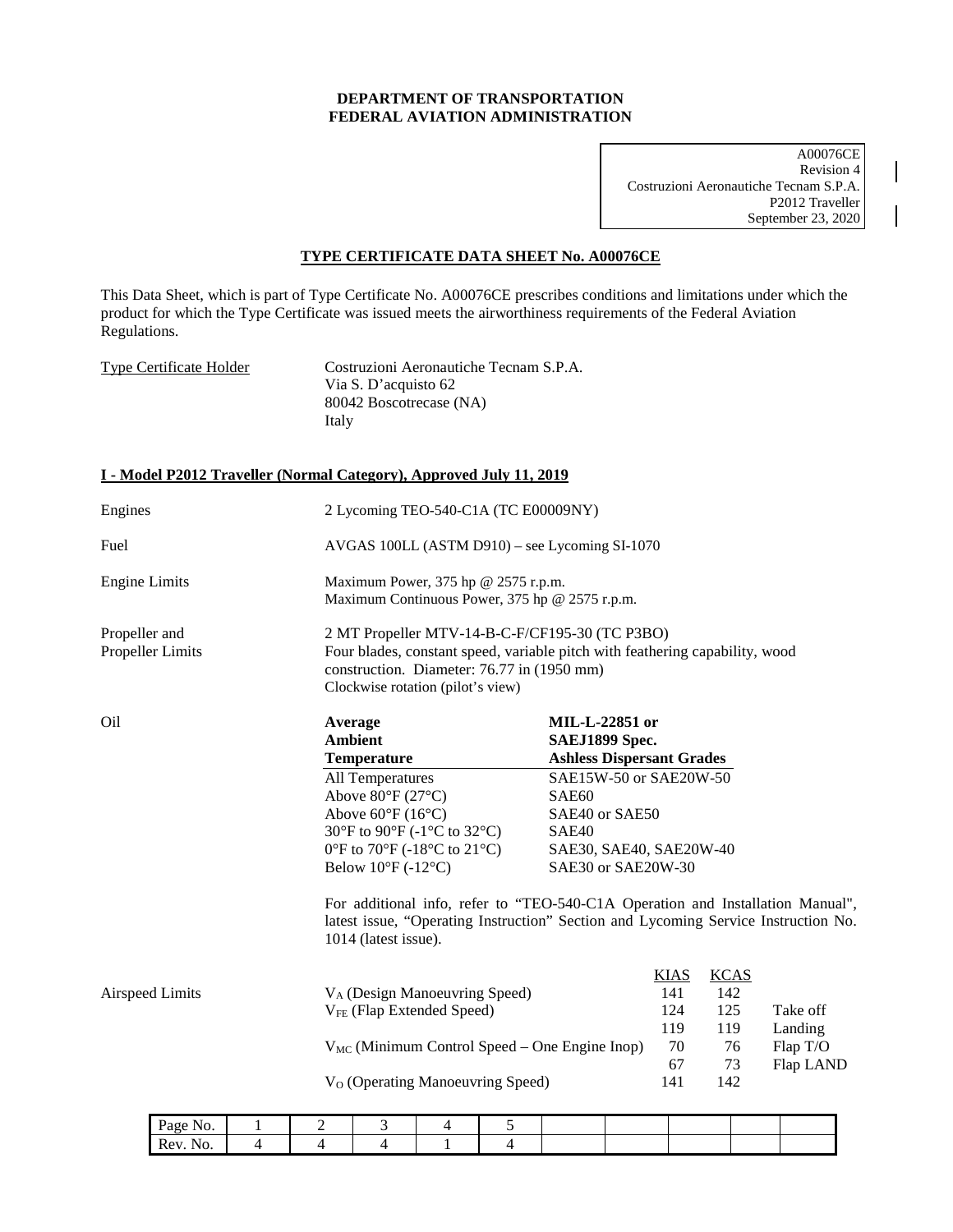**DEPARTMENT OF TRANSPORTATION**
**FEDERAL AVIATION ADMINISTRATION**

A00076CE
Revision 4
Costruzioni Aeronautiche Tecnam S.P.A.
P2012 Traveller
September 23, 2020

## TYPE CERTIFICATE DATA SHEET No. A00076CE

This Data Sheet, which is part of Type Certificate No. A00076CE prescribes conditions and limitations under which the product for which the Type Certificate was issued meets the airworthiness requirements of the Federal Aviation Regulations.

Type Certificate Holder: Costruzioni Aeronautiche Tecnam S.P.A.
Via S. D'acquisto 62
80042 Boscotrecase (NA)
Italy

## I - Model P2012 Traveller (Normal Category), Approved July 11, 2019

**Engines**: 2 Lycoming TEO-540-C1A (TC E00009NY)

**Fuel**: AVGAS 100LL (ASTM D910) – see Lycoming SI-1070

**Engine Limits**: Maximum Power, 375 hp @ 2575 r.p.m.
Maximum Continuous Power, 375 hp @ 2575 r.p.m.

**Propeller and Propeller Limits**: 2 MT Propeller MTV-14-B-C-F/CF195-30 (TC P3BO)
Four blades, constant speed, variable pitch with feathering capability, wood construction. Diameter: 76.77 in (1950 mm)
Clockwise rotation (pilot's view)

**Oil**

| Average Ambient Temperature | MIL-L-22851 or SAEJ1899 Spec. Ashless Dispersant Grades |
|---|---|
| All Temperatures | SAE15W-50 or SAE20W-50 |
| Above 80°F (27°C) | SAE60 |
| Above 60°F (16°C) | SAE40 or SAE50 |
| 30°F to 90°F (-1°C to 32°C) | SAE40 |
| 0°F to 70°F (-18°C to 21°C) | SAE30, SAE40, SAE20W-40 |
| Below 10°F (-12°C) | SAE30 or SAE20W-30 |

For additional info, refer to "TEO-540-C1A Operation and Installation Manual", latest issue, "Operating Instruction" Section and Lycoming Service Instruction No. 1014 (latest issue).

**Airspeed Limits**

| | KIAS | KCAS | |
|---|---|---|---|
| $V_A$ (Design Manoeuvring Speed) | 141 | 142 | |
| $V_{FE}$ (Flap Extended Speed) | 124 | 125 | Take off |
| | 119 | 119 | Landing |
| $V_{MC}$ (Minimum Control Speed – One Engine Inop) | 70 | 76 | Flap T/O |
| | 67 | 73 | Flap LAND |
| $V_O$ (Operating Manoeuvring Speed) | 141 | 142 | |

| Page No. | 1 | 2 | 3 | 4 | 5 |
|---|---|---|---|---|---|
| Rev. No. | 4 | 4 | 4 | 1 | 4 |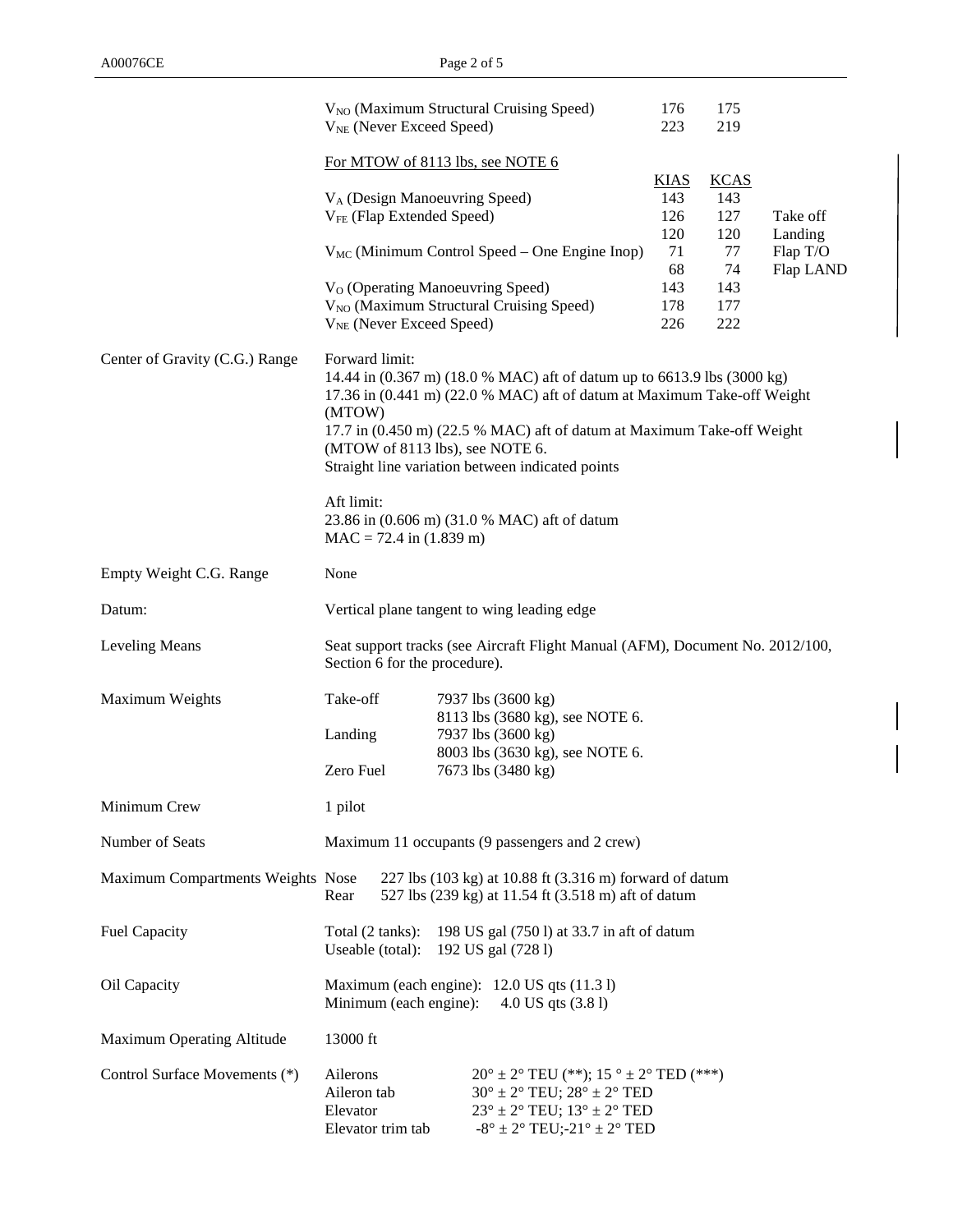| | | | | |
|---|---|---|---|---|
| | $V_{NO}$ (Maximum Structural Cruising Speed) | 176 | 175 | |
| | $V_{NE}$ (Never Exceed Speed) | 223 | 219 | |
| | For MTOW of 8113 lbs, see NOTE 6 | | | |
| | | KIAS | KCAS | |
| | $V_A$ (Design Manoeuvring Speed) | 143 | 143 | |
| | $V_{FE}$ (Flap Extended Speed) | 126 | 127 | Take off |
| | | 120 | 120 | Landing |
| | $V_{MC}$ (Minimum Control Speed – One Engine Inop) | 71 | 77 | Flap T/O |
| | | 68 | 74 | Flap LAND |
| | $V_O$ (Operating Manoeuvring Speed) | 143 | 143 | |
| | $V_{NO}$ (Maximum Structural Cruising Speed) | 178 | 177 | |
| | $V_{NE}$ (Never Exceed Speed) | 226 | 222 | |

**Center of Gravity (C.G.) Range**

Forward limit:
14.44 in (0.367 m) (18.0 % MAC) aft of datum up to 6613.9 lbs (3000 kg)
17.36 in (0.441 m) (22.0 % MAC) aft of datum at Maximum Take-off Weight (MTOW)
17.7 in (0.450 m) (22.5 % MAC) aft of datum at Maximum Take-off Weight (MTOW of 8113 lbs), see NOTE 6.
Straight line variation between indicated points

Aft limit:
23.86 in (0.606 m) (31.0 % MAC) aft of datum
MAC = 72.4 in (1.839 m)

**Empty Weight C.G. Range**

None

**Datum:**

Vertical plane tangent to wing leading edge

**Leveling Means**

Seat support tracks (see Aircraft Flight Manual (AFM), Document No. 2012/100, Section 6 for the procedure).

**Maximum Weights**

| | |
|---|---|
| Take-off | 7937 lbs (3600 kg) |
| | 8113 lbs (3680 kg), see NOTE 6. |
| Landing | 7937 lbs (3600 kg) |
| | 8003 lbs (3630 kg), see NOTE 6. |
| Zero Fuel | 7673 lbs (3480 kg) |

**Minimum Crew**

1 pilot

**Number of Seats**

Maximum 11 occupants (9 passengers and 2 crew)

**Maximum Compartments Weights**

| | |
|---|---|
| Nose | 227 lbs (103 kg) at 10.88 ft (3.316 m) forward of datum |
| Rear | 527 lbs (239 kg) at 11.54 ft (3.518 m) aft of datum |

**Fuel Capacity**

| | |
|---|---|
| Total (2 tanks): | 198 US gal (750 l) at 33.7 in aft of datum |
| Useable (total): | 192 US gal (728 l) |

**Oil Capacity**

| | |
|---|---|
| Maximum (each engine): | 12.0 US qts (11.3 l) |
| Minimum (each engine): | 4.0 US qts (3.8 l) |

**Maximum Operating Altitude**

13000 ft

**Control Surface Movements (*)**

| | |
|---|---|
| Ailerons | 20° ± 2° TEU (**); 15 ° ± 2° TED (***) |
| Aileron tab | 30° ± 2° TEU; 28° ± 2° TED |
| Elevator | 23° ± 2° TEU; 13° ± 2° TED |
| Elevator trim tab | -8° ± 2° TEU;-21° ± 2° TED |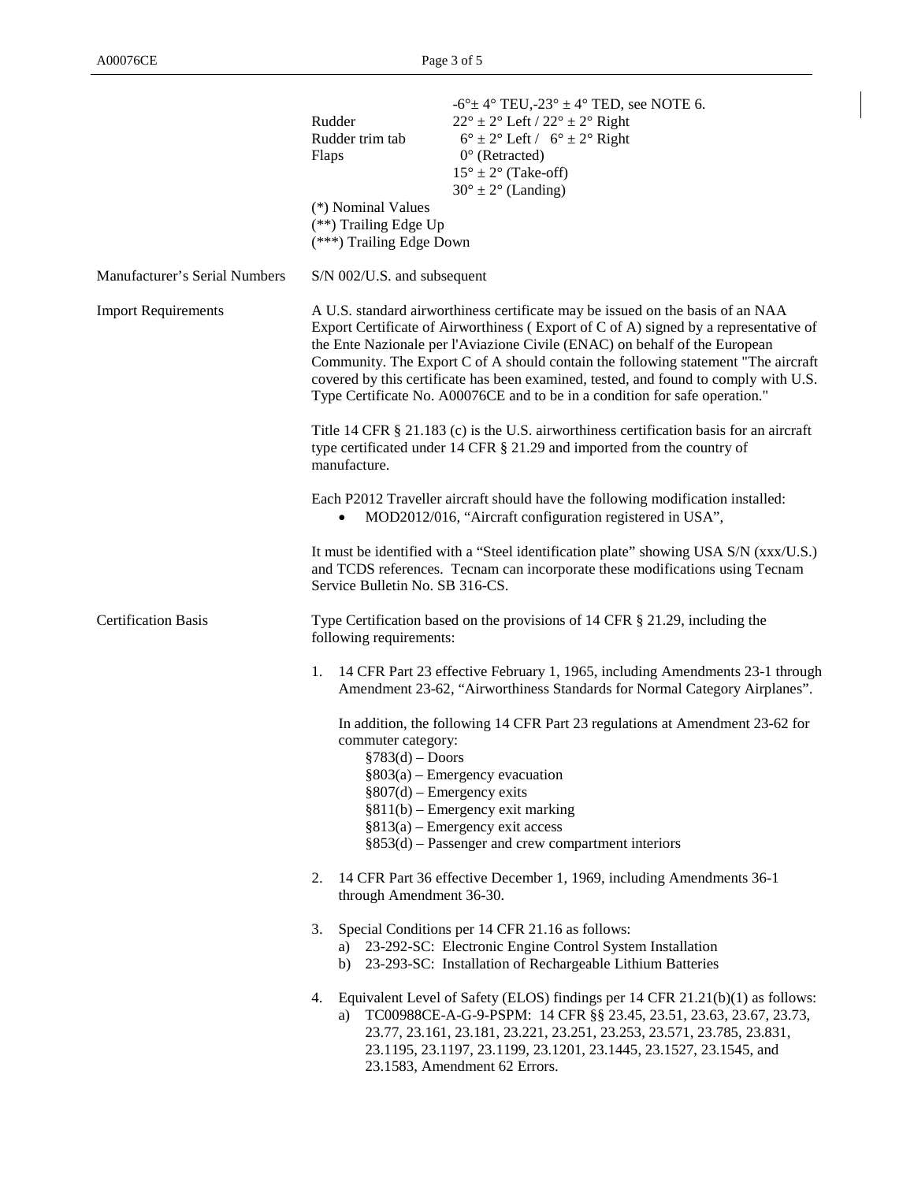| | | |
|---|---|---|
| | | -6°± 4° TEU,-23° ± 4° TED, see NOTE 6. |
| | Rudder | 22° ± 2° Left / 22° ± 2° Right |
| | Rudder trim tab | 6° ± 2° Left / 6° ± 2° Right |
| | Flaps | 0° (Retracted) |
| | | 15° ± 2° (Take-off) |
| | | 30° ± 2° (Landing) |

(*) Nominal Values
(**) Trailing Edge Up
(***) Trailing Edge Down

**Manufacturer's Serial Numbers**

S/N 002/U.S. and subsequent

**Import Requirements**

A U.S. standard airworthiness certificate may be issued on the basis of an NAA Export Certificate of Airworthiness ( Export of C of A) signed by a representative of the Ente Nazionale per l'Aviazione Civile (ENAC) on behalf of the European Community. The Export C of A should contain the following statement "The aircraft covered by this certificate has been examined, tested, and found to comply with U.S. Type Certificate No. A00076CE and to be in a condition for safe operation."

Title 14 CFR § 21.183 (c) is the U.S. airworthiness certification basis for an aircraft type certificated under 14 CFR § 21.29 and imported from the country of manufacture.

Each P2012 Traveller aircraft should have the following modification installed:

- MOD2012/016, "Aircraft configuration registered in USA",

It must be identified with a "Steel identification plate" showing USA S/N (xxx/U.S.) and TCDS references. Tecnam can incorporate these modifications using Tecnam Service Bulletin No. SB 316-CS.

**Certification Basis**

Type Certification based on the provisions of 14 CFR § 21.29, including the following requirements:

1. 14 CFR Part 23 effective February 1, 1965, including Amendments 23-1 through Amendment 23-62, "Airworthiness Standards for Normal Category Airplanes".

   In addition, the following 14 CFR Part 23 regulations at Amendment 23-62 for commuter category:
   - §783(d) – Doors
   - §803(a) – Emergency evacuation
   - §807(d) – Emergency exits
   - §811(b) – Emergency exit marking
   - §813(a) – Emergency exit access
   - §853(d) – Passenger and crew compartment interiors

2. 14 CFR Part 36 effective December 1, 1969, including Amendments 36-1 through Amendment 36-30.

3. Special Conditions per 14 CFR 21.16 as follows:
   a) 23-292-SC: Electronic Engine Control System Installation
   b) 23-293-SC: Installation of Rechargeable Lithium Batteries

4. Equivalent Level of Safety (ELOS) findings per 14 CFR 21.21(b)(1) as follows:
   a) TC00988CE-A-G-9-PSPM: 14 CFR §§ 23.45, 23.51, 23.63, 23.67, 23.73, 23.77, 23.161, 23.181, 23.221, 23.251, 23.253, 23.571, 23.785, 23.831, 23.1195, 23.1197, 23.1199, 23.1201, 23.1445, 23.1527, 23.1545, and 23.1583, Amendment 62 Errors.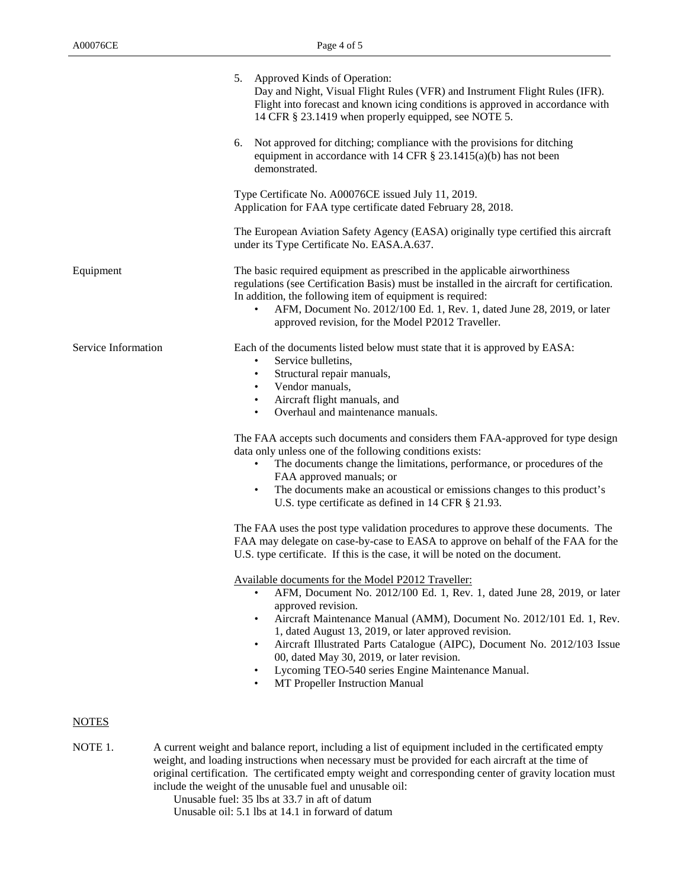5. Approved Kinds of Operation:
   Day and Night, Visual Flight Rules (VFR) and Instrument Flight Rules (IFR). Flight into forecast and known icing conditions is approved in accordance with 14 CFR § 23.1419 when properly equipped, see NOTE 5.

6. Not approved for ditching; compliance with the provisions for ditching equipment in accordance with 14 CFR § 23.1415(a)(b) has not been demonstrated.

Type Certificate No. A00076CE issued July 11, 2019.
Application for FAA type certificate dated February 28, 2018.

The European Aviation Safety Agency (EASA) originally type certified this aircraft under its Type Certificate No. EASA.A.637.

**Equipment**

The basic required equipment as prescribed in the applicable airworthiness regulations (see Certification Basis) must be installed in the aircraft for certification. In addition, the following item of equipment is required:

- AFM, Document No. 2012/100 Ed. 1, Rev. 1, dated June 28, 2019, or later approved revision, for the Model P2012 Traveller.

**Service Information**

Each of the documents listed below must state that it is approved by EASA:

- Service bulletins,
- Structural repair manuals,
- Vendor manuals,
- Aircraft flight manuals, and
- Overhaul and maintenance manuals.

The FAA accepts such documents and considers them FAA-approved for type design data only unless one of the following conditions exists:

- The documents change the limitations, performance, or procedures of the FAA approved manuals; or
- The documents make an acoustical or emissions changes to this product's U.S. type certificate as defined in 14 CFR § 21.93.

The FAA uses the post type validation procedures to approve these documents. The FAA may delegate on case-by-case to EASA to approve on behalf of the FAA for the U.S. type certificate. If this is the case, it will be noted on the document.

Available documents for the Model P2012 Traveller:

- AFM, Document No. 2012/100 Ed. 1, Rev. 1, dated June 28, 2019, or later approved revision.
- Aircraft Maintenance Manual (AMM), Document No. 2012/101 Ed. 1, Rev. 1, dated August 13, 2019, or later approved revision.
- Aircraft Illustrated Parts Catalogue (AIPC), Document No. 2012/103 Issue 00, dated May 30, 2019, or later revision.
- Lycoming TEO-540 series Engine Maintenance Manual.
- MT Propeller Instruction Manual

## NOTES

NOTE 1. A current weight and balance report, including a list of equipment included in the certificated empty weight, and loading instructions when necessary must be provided for each aircraft at the time of original certification. The certificated empty weight and corresponding center of gravity location must include the weight of the unusable fuel and unusable oil:

Unusable fuel: 35 lbs at 33.7 in aft of datum
Unusable oil: 5.1 lbs at 14.1 in forward of datum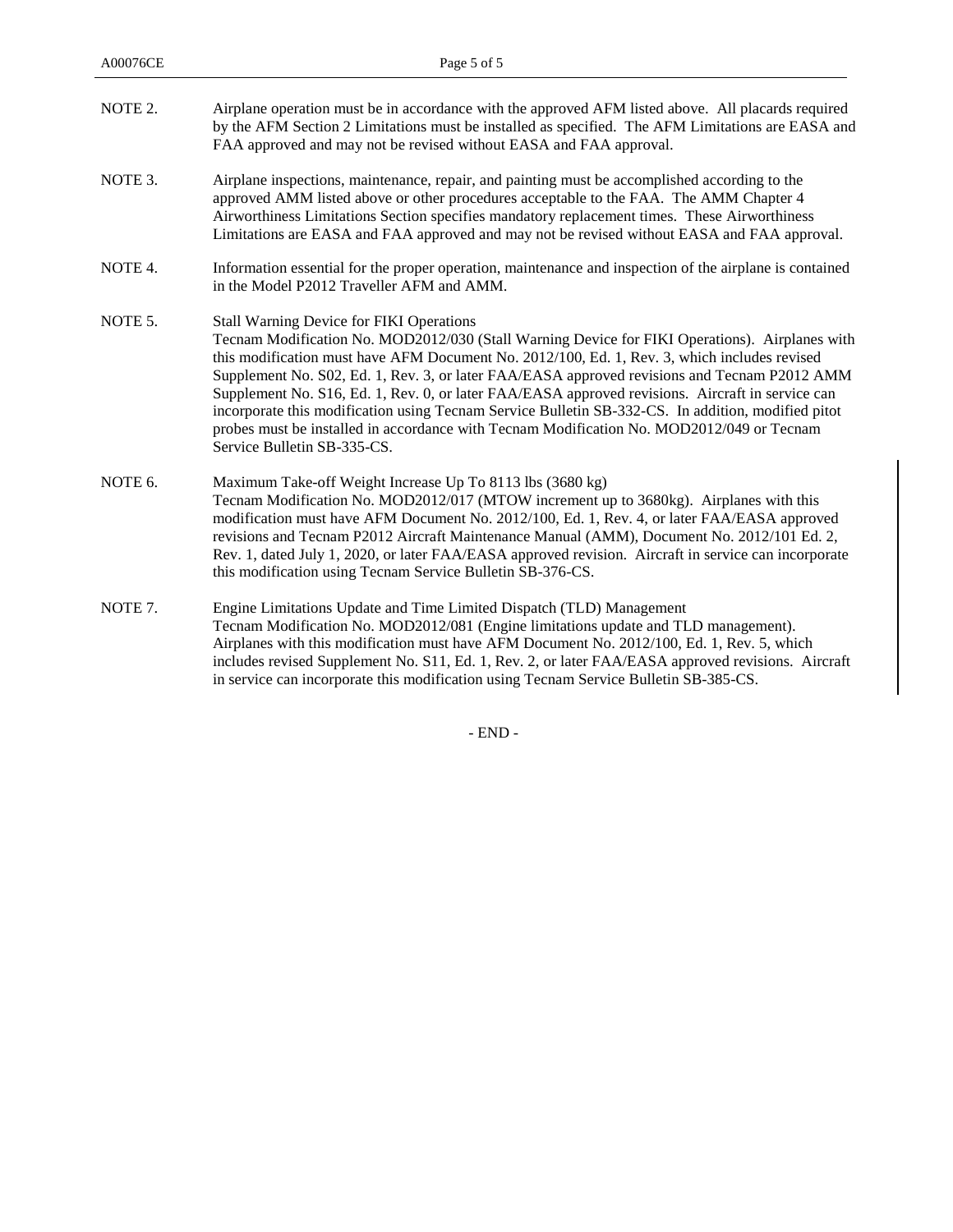NOTE 2. Airplane operation must be in accordance with the approved AFM listed above. All placards required by the AFM Section 2 Limitations must be installed as specified. The AFM Limitations are EASA and FAA approved and may not be revised without EASA and FAA approval.

NOTE 3. Airplane inspections, maintenance, repair, and painting must be accomplished according to the approved AMM listed above or other procedures acceptable to the FAA. The AMM Chapter 4 Airworthiness Limitations Section specifies mandatory replacement times. These Airworthiness Limitations are EASA and FAA approved and may not be revised without EASA and FAA approval.

NOTE 4. Information essential for the proper operation, maintenance and inspection of the airplane is contained in the Model P2012 Traveller AFM and AMM.

NOTE 5. Stall Warning Device for FIKI Operations
Tecnam Modification No. MOD2012/030 (Stall Warning Device for FIKI Operations). Airplanes with this modification must have AFM Document No. 2012/100, Ed. 1, Rev. 3, which includes revised Supplement No. S02, Ed. 1, Rev. 3, or later FAA/EASA approved revisions and Tecnam P2012 AMM Supplement No. S16, Ed. 1, Rev. 0, or later FAA/EASA approved revisions. Aircraft in service can incorporate this modification using Tecnam Service Bulletin SB-332-CS. In addition, modified pitot probes must be installed in accordance with Tecnam Modification No. MOD2012/049 or Tecnam Service Bulletin SB-335-CS.

NOTE 6. Maximum Take-off Weight Increase Up To 8113 lbs (3680 kg)
Tecnam Modification No. MOD2012/017 (MTOW increment up to 3680kg). Airplanes with this modification must have AFM Document No. 2012/100, Ed. 1, Rev. 4, or later FAA/EASA approved revisions and Tecnam P2012 Aircraft Maintenance Manual (AMM), Document No. 2012/101 Ed. 2, Rev. 1, dated July 1, 2020, or later FAA/EASA approved revision. Aircraft in service can incorporate this modification using Tecnam Service Bulletin SB-376-CS.

NOTE 7. Engine Limitations Update and Time Limited Dispatch (TLD) Management
Tecnam Modification No. MOD2012/081 (Engine limitations update and TLD management). Airplanes with this modification must have AFM Document No. 2012/100, Ed. 1, Rev. 5, which includes revised Supplement No. S11, Ed. 1, Rev. 2, or later FAA/EASA approved revisions. Aircraft in service can incorporate this modification using Tecnam Service Bulletin SB-385-CS.

- END -